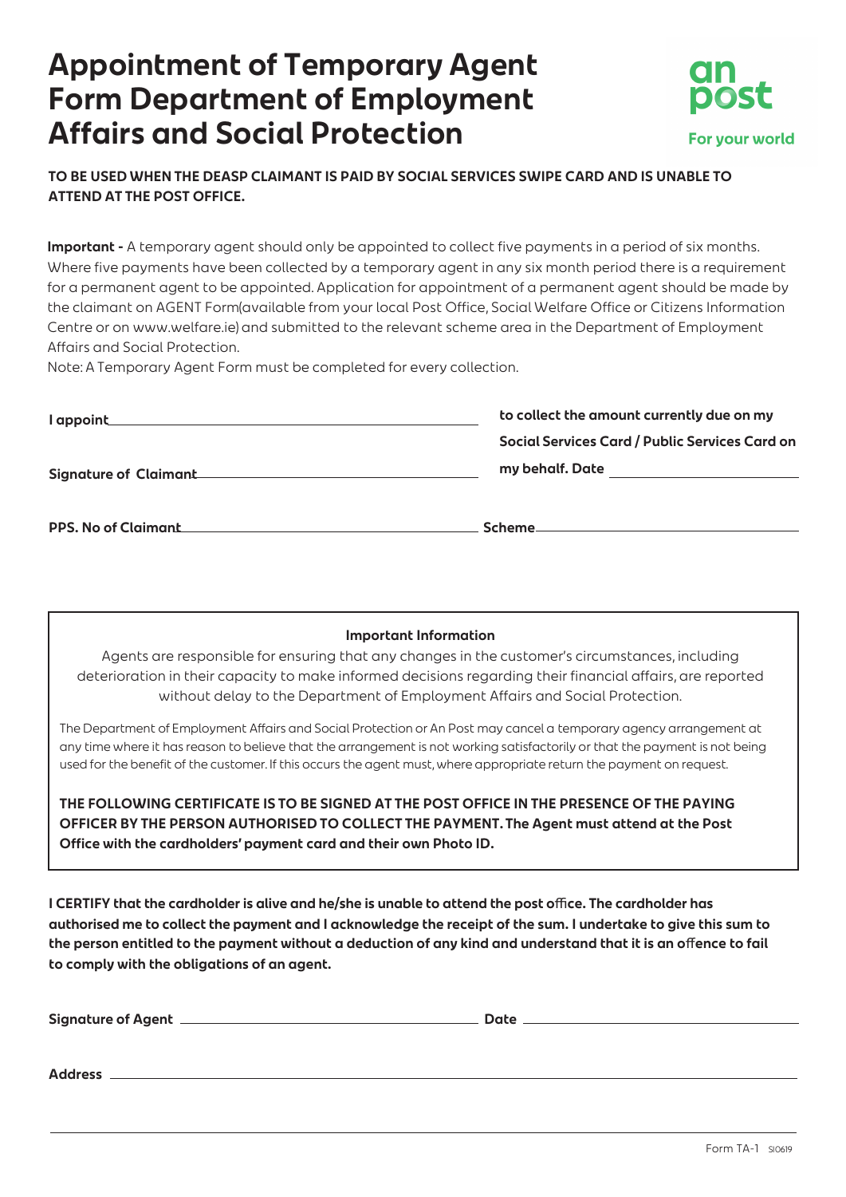# Appointment of Temporary Agent Form Department of Employment Affairs and Social Protection

an post
For your world

**TO BE USED WHEN THE DEASP CLAIMANT IS PAID BY SOCIAL SERVICES SWIPE CARD AND IS UNABLE TO ATTEND AT THE POST OFFICE.**

**Important -** A temporary agent should only be appointed to collect five payments in a period of six months. Where five payments have been collected by a temporary agent in any six month period there is a requirement for a permanent agent to be appointed. Application for appointment of a permanent agent should be made by the claimant on AGENT Form(available from your local Post Office, Social Welfare Office or Citizens Information Centre or on www.welfare.ie) and submitted to the relevant scheme area in the Department of Employment Affairs and Social Protection.
Note: A Temporary Agent Form must be completed for every collection.

**I appoint**\_\_\_\_\_\_\_\_\_\_\_\_\_\_\_\_\_\_\_\_\_\_\_\_\_\_\_\_\_\_ **to collect the amount currently due on my Social Services Card / Public Services Card on my behalf. Date** \_\_\_\_\_\_\_\_\_\_\_\_\_\_\_\_

**Signature of Claimant**\_\_\_\_\_\_\_\_\_\_\_\_\_\_\_\_\_\_\_\_\_\_\_\_\_\_\_\_\_\_

**PPS. No of Claimant**\_\_\_\_\_\_\_\_\_\_\_\_\_\_\_\_\_\_\_\_\_\_\_\_\_\_\_\_\_\_ **Scheme**\_\_\_\_\_\_\_\_\_\_\_\_\_\_\_\_\_\_\_\_\_\_\_\_\_\_\_\_\_\_

**Important Information**

Agents are responsible for ensuring that any changes in the customer's circumstances, including deterioration in their capacity to make informed decisions regarding their financial affairs, are reported without delay to the Department of Employment Affairs and Social Protection.

The Department of Employment Affairs and Social Protection or An Post may cancel a temporary agency arrangement at any time where it has reason to believe that the arrangement is not working satisfactorily or that the payment is not being used for the benefit of the customer. If this occurs the agent must, where appropriate return the payment on request.

**THE FOLLOWING CERTIFICATE IS TO BE SIGNED AT THE POST OFFICE IN THE PRESENCE OF THE PAYING OFFICER BY THE PERSON AUTHORISED TO COLLECT THE PAYMENT. The Agent must attend at the Post Office with the cardholders' payment card and their own Photo ID.**

**I CERTIFY that the cardholder is alive and he/she is unable to attend the post office. The cardholder has authorised me to collect the payment and I acknowledge the receipt of the sum. I undertake to give this sum to the person entitled to the payment without a deduction of any kind and understand that it is an offence to fail to comply with the obligations of an agent.**

**Signature of Agent** \_\_\_\_\_\_\_\_\_\_\_\_\_\_\_\_\_\_\_\_\_\_\_\_\_\_\_\_\_\_ **Date** \_\_\_\_\_\_\_\_\_\_\_\_\_\_\_\_\_\_\_\_\_\_\_\_\_\_\_\_\_\_

**Address** \_\_\_\_\_\_\_\_\_\_\_\_\_\_\_\_\_\_\_\_\_\_\_\_\_\_\_\_\_\_\_\_\_\_\_\_\_\_\_\_\_\_\_\_\_\_\_\_\_\_\_\_\_\_\_\_

Form TA-1 SI0619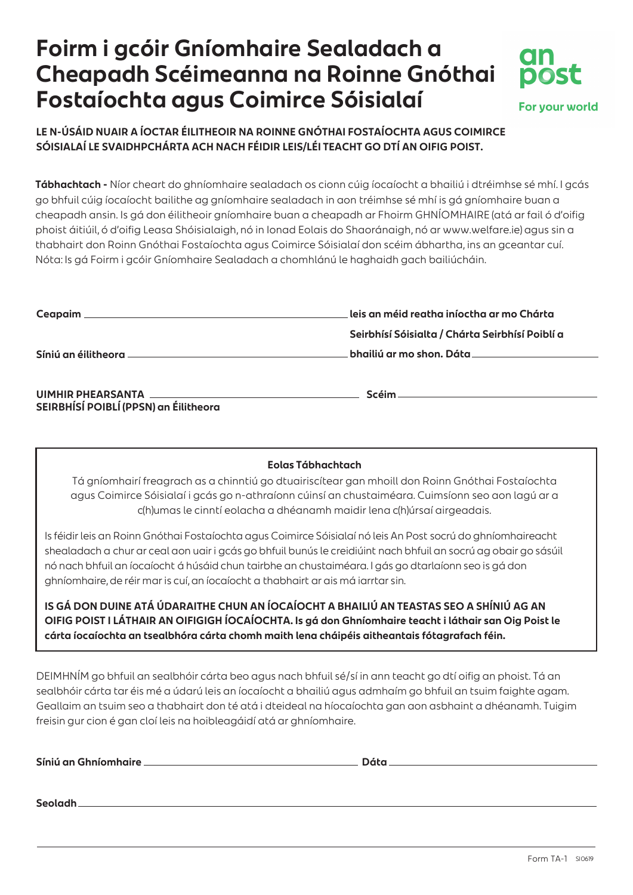# Foirm i gcóir Gníomhaire Sealadach a Cheapadh Scéimeanna na Roinne Gnóthai Fostaíochta agus Coimirce Sóisialaí

an post
For your world

**LE N-ÚSÁID NUAIR A ÍOCTAR ÉILITHEOIR NA ROINNE GNÓTHAI FOSTAÍOCHTA AGUS COIMIRCE SÓISIALAÍ LE SVAIDHPCHÁRTA ACH NACH FÉIDIR LEIS/LÉI TEACHT GO DTÍ AN OIFIG POIST.**

**Tábhachtach -** Níor cheart do ghníomhaire sealadach os cionn cúig íocaíocht a bhailiú i dtréimhse sé mhí. I gcás go bhfuil cúig íocaíocht bailithe ag gníomhaire sealadach in aon tréimhse sé mhí is gá gníomhaire buan a cheapadh ansin. Is gá don éilitheoir gníomhaire buan a cheapadh ar Fhoirm GHNÍOMHAIRE (atá ar fail ó d'oifig phoist áitiúil, ó d'oifig Leasa Shóisialaigh, nó in Ionad Eolais do Shaoránaigh, nó ar www.welfare.ie) agus sin a thabhairt don Roinn Gnóthai Fostaíochta agus Coimirce Sóisialaí don scéim ábhartha, ins an gceantar cuí. Nóta: Is gá Foirm i gcóir Gníomhaire Sealadach a chomhlánú le haghaidh gach bailiúcháin.

**Ceapaim** ______________________ **leis an méid reatha iníoctha ar mo Chárta Seirbhísí Sóisialta / Chárta Seirbhísí Poiblí a**

**Síniú an éilitheora** ______________________ **bhailiú ar mo shon. Dáta** ______________________

**UIMHIR PHEARSANTA SEIRBHÍSÍ POIBLÍ (PPSN) an Éilitheora** ______________________ **Scéim** ______________________

**Eolas Tábhachtach**

Tá gníomhairí freagrach as a chinntiú go dtuairiscítear gan mhoill don Roinn Gnóthai Fostaíochta agus Coimirce Sóisialaí i gcás go n-athraíonn cúinsí an chustaiméara. Cuimsíonn seo aon lagú ar a c(h)umas le cinntí eolacha a dhéanamh maidir lena c(h)úrsaí airgeadais.

Is féidir leis an Roinn Gnóthai Fostaíochta agus Coimirce Sóisialaí nó leis An Post socrú do ghníomhaireacht shealadach a chur ar ceal aon uair i gcás go bhfuil bunús le creidiúint nach bhfuil an socrú ag obair go sásúil nó nach bhfuil an íocaíocht á húsáid chun tairbhe an chustaiméara. I gás go dtarlaíonn seo is gá don ghníomhaire, de réir mar is cuí, an íocaíocht a thabhairt ar ais má iarrtar sin.

**IS GÁ DON DUINE ATÁ ÚDARAITHE CHUN AN ÍOCAÍOCHT A BHAILIÚ AN TEASTAS SEO A SHÍNIÚ AG AN OIFIG POIST I LÁTHAIR AN OIFIGIGH ÍOCAÍOCHTA. Is gá don Ghníomhaire teacht i láthair san Oig Poist le cárta íocaíochta an tsealbhóra cárta chomh maith lena cháipéis aitheantais fótagrafach féin.**

DEIMHNÍM go bhfuil an sealbhóir cárta beo agus nach bhfuil sé/sí in ann teacht go dtí oifig an phoist. Tá an sealbhóir cárta tar éis mé a údarú leis an íocaíocht a bhailiú agus admhaím go bhfuil an tsuim faighte agam. Geallaim an tsuim seo a thabhairt don té atá i dteideal na híocaíochta gan aon asbhaint a dhéanamh. Tuigim freisin gur cion é gan cloí leis na hoibleagáidí atá ar ghníomhaire.

**Síniú an Ghníomhaire** ______________________ **Dáta** ______________________

**Seoladh** ______________________

Form TA-1 SI0619